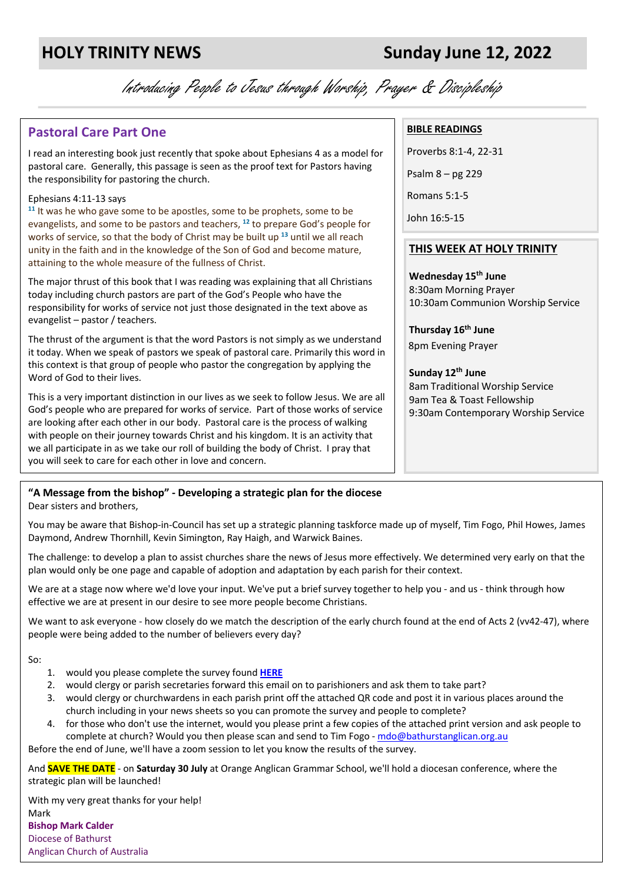# HOLY TRINITY NEWS Sunday June 12, 2022

*Introducing People to Jesus through Worship, Prayer & Discipleship*

## Pastoral Care Part One

I read an interesting book just recently that spoke about Ephesians 4 as a model for pastoral care. Generally, this passage is seen as the proof text for Pastors having the responsibility for pastoring the church.

Ephesians 4:11-13 says
[11] It was he who gave some to be apostles, some to be prophets, some to be evangelists, and some to be pastors and teachers, [12] to prepare God's people for works of service, so that the body of Christ may be built up [13] until we all reach unity in the faith and in the knowledge of the Son of God and become mature, attaining to the whole measure of the fullness of Christ.

The major thrust of this book that I was reading was explaining that all Christians today including church pastors are part of the God's People who have the responsibility for works of service not just those designated in the text above as evangelist – pastor / teachers.

The thrust of the argument is that the word Pastors is not simply as we understand it today. When we speak of pastors we speak of pastoral care. Primarily this word in this context is that group of people who pastor the congregation by applying the Word of God to their lives.

This is a very important distinction in our lives as we seek to follow Jesus. We are all God's people who are prepared for works of service. Part of those works of service are looking after each other in our body. Pastoral care is the process of walking with people on their journey towards Christ and his kingdom. It is an activity that we all participate in as we take our roll of building the body of Christ. I pray that you will seek to care for each other in love and concern.

**BIBLE READINGS**

Proverbs 8:1-4, 22-31

Psalm 8 – pg 229

Romans 5:1-5

John 16:5-15

**THIS WEEK AT HOLY TRINITY**

**Wednesday 15th June**
8:30am Morning Prayer
10:30am Communion Worship Service

**Thursday 16th June**
8pm Evening Prayer

**Sunday 12th June**
8am Traditional Worship Service
9am Tea & Toast Fellowship
9:30am Contemporary Worship Service

**"A Message from the bishop" - Developing a strategic plan for the diocese**
Dear sisters and brothers,

You may be aware that Bishop-in-Council has set up a strategic planning taskforce made up of myself, Tim Fogo, Phil Howes, James Daymond, Andrew Thornhill, Kevin Simington, Ray Haigh, and Warwick Baines.

The challenge: to develop a plan to assist churches share the news of Jesus more effectively. We determined very early on that the plan would only be one page and capable of adoption and adaptation by each parish for their context.

We are at a stage now where we'd love your input. We've put a brief survey together to help you - and us - think through how effective we are at present in our desire to see more people become Christians.

We want to ask everyone - how closely do we match the description of the early church found at the end of Acts 2 (vv42-47), where people were being added to the number of believers every day?

So:

1. would you please complete the survey found **HERE**
2. would clergy or parish secretaries forward this email on to parishioners and ask them to take part?
3. would clergy or churchwardens in each parish print off the attached QR code and post it in various places around the church including in your news sheets so you can promote the survey and people to complete?
4. for those who don't use the internet, would you please print a few copies of the attached print version and ask people to complete at church? Would you then please scan and send to Tim Fogo - mdo@bathurstanglican.org.au

Before the end of June, we'll have a zoom session to let you know the results of the survey.

And **SAVE THE DATE** - on **Saturday 30 July** at Orange Anglican Grammar School, we'll hold a diocesan conference, where the strategic plan will be launched!

With my very great thanks for your help!
Mark
**Bishop Mark Calder**
Diocese of Bathurst
Anglican Church of Australia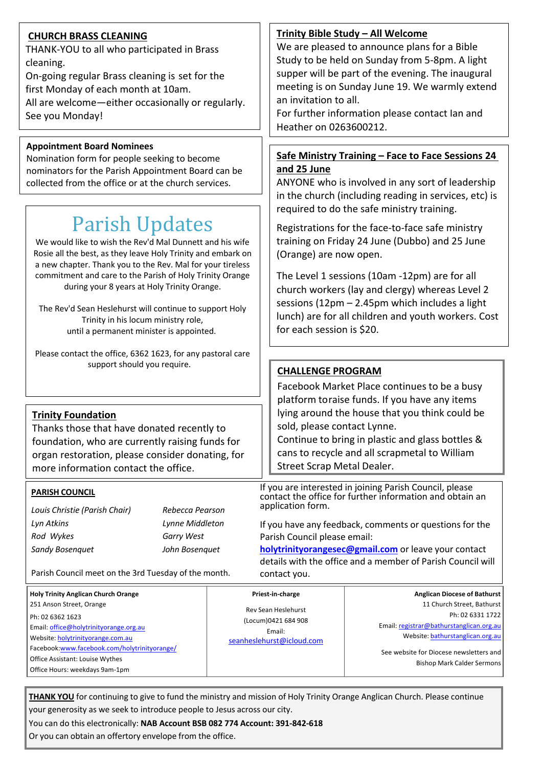## CHURCH BRASS CLEANING

THANK-YOU to all who participated in Brass cleaning.
On-going regular Brass cleaning is set for the first Monday of each month at 10am.
All are welcome—either occasionally or regularly.
See you Monday!

**Appointment Board Nominees**

Nomination form for people seeking to become nominators for the Parish Appointment Board can be collected from the office or at the church services.

# Parish Updates

We would like to wish the Rev'd Mal Dunnett and his wife Rosie all the best, as they leave Holy Trinity and embark on a new chapter. Thank you to the Rev. Mal for your tireless commitment and care to the Parish of Holy Trinity Orange during your 8 years at Holy Trinity Orange.

The Rev'd Sean Heslehurst will continue to support Holy Trinity in his locum ministry role, until a permanent minister is appointed.

Please contact the office, 6362 1623, for any pastoral care support should you require.

## Trinity Foundation

Thanks those that have donated recently to foundation, who are currently raising funds for organ restoration, please consider donating, for more information contact the office.

## Trinity Bible Study – All Welcome

We are pleased to announce plans for a Bible Study to be held on Sunday from 5-8pm. A light supper will be part of the evening. The inaugural meeting is on Sunday June 19. We warmly extend an invitation to all.
For further information please contact Ian and Heather on 0263600212.

## Safe Ministry Training – Face to Face Sessions 24 and 25 June

ANYONE who is involved in any sort of leadership in the church (including reading in services, etc) is required to do the safe ministry training.

Registrations for the face-to-face safe ministry training on Friday 24 June (Dubbo) and 25 June (Orange) are now open.

The Level 1 sessions (10am -12pm) are for all church workers (lay and clergy) whereas Level 2 sessions (12pm – 2.45pm which includes a light lunch) are for all children and youth workers. Cost for each session is $20.

## CHALLENGE PROGRAM

Facebook Market Place continues to be a busy platform toraise funds. If you have any items lying around the house that you think could be sold, please contact Lynne.
Continue to bring in plastic and glass bottles & cans to recycle and all scrapmetal to William Street Scrap Metal Dealer.

## PARISH COUNCIL

| | |
|---|---|
| *Louis Christie (Parish Chair)* | *Rebecca Pearson* |
| *Lyn Atkins* | *Lynne Middleton* |
| *Rod Wykes* | *Garry West* |
| *Sandy Bosenquet* | *John Bosenquet* |

Parish Council meet on the 3rd Tuesday of the month.

If you are interested in joining Parish Council, please contact the office for further information and obtain an application form.

If you have any feedback, comments or questions for the Parish Council please email: **holytrinityorangesec@gmail.com** or leave your contact details with the office and a member of Parish Council will contact you.

**Holy Trinity Anglican Church Orange**
251 Anson Street, Orange
Ph: 02 6362 1623
Email: office@holytrinityorange.org.au
Website: holytrinityorange.com.au
Facebook:www.facebook.com/holytrinityorange/
Office Assistant: Louise Wythes
Office Hours: weekdays 9am-1pm

**Priest-in-charge**
Rev Sean Heslehurst
(Locum)0421 684 908
Email:
seanheslehurst@icloud.com

**Anglican Diocese of Bathurst**
11 Church Street, Bathurst
Ph: 02 6331 1722
Email: registrar@bathurstanglican.org.au
Website: bathurstanglican.org.au
See website for Diocese newsletters and Bishop Mark Calder Sermons

**THANK YOU** for continuing to give to fund the ministry and mission of Holy Trinity Orange Anglican Church. Please continue your generosity as we seek to introduce people to Jesus across our city.
You can do this electronically: **NAB Account BSB 082 774 Account: 391-842-618**
Or you can obtain an offertory envelope from the office.